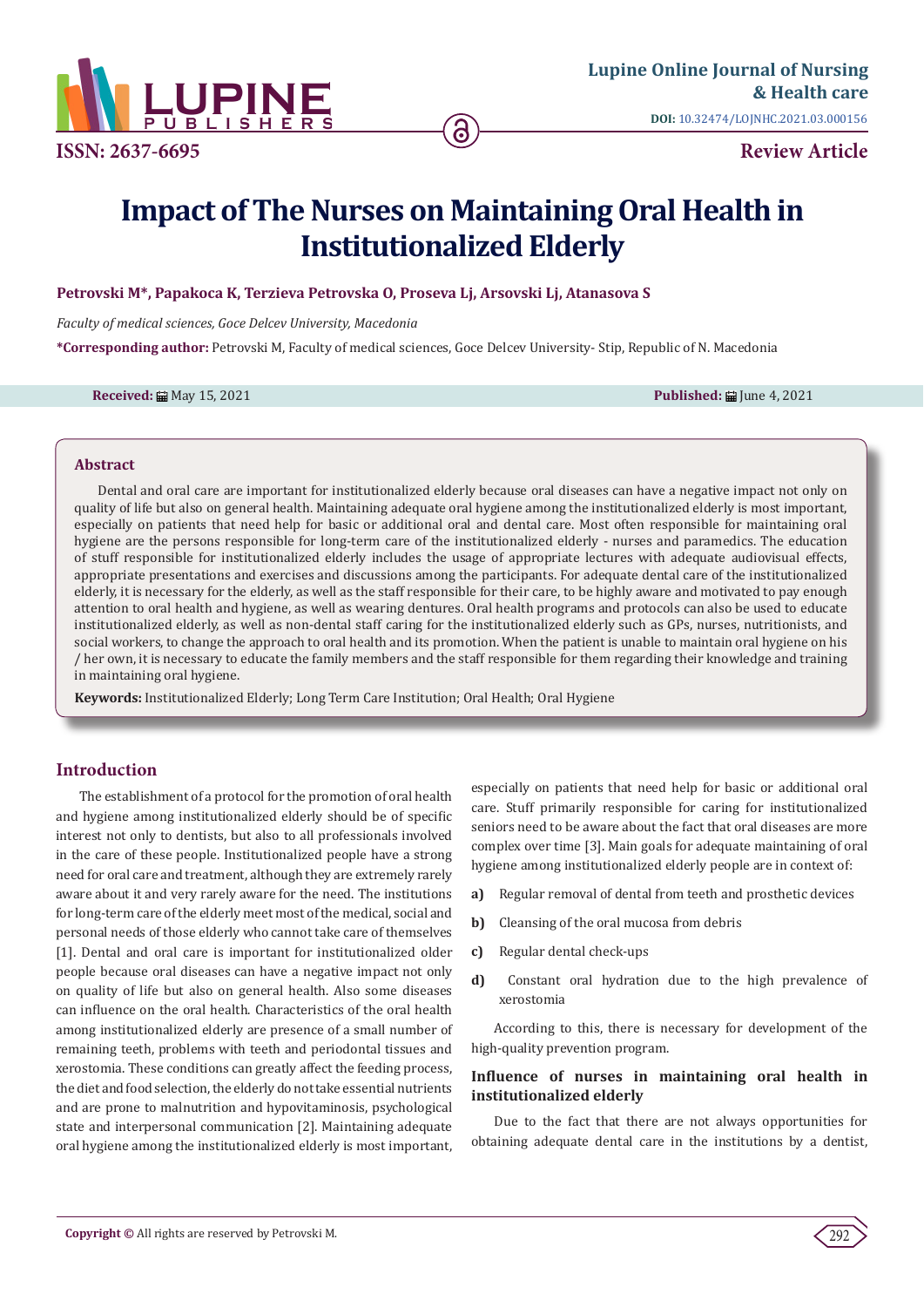# Impact of The Nurses on Maintaining Oral Health in Institutionalized Elderly

**Petrovski M*, Papakoca K, Terzieva Petrovska O, Proseva Lj, Arsovski Lj, Atanasova S**

*Faculty of medical sciences, Goce Delcev University, Macedonia*

***Corresponding author:** Petrovski M, Faculty of medical sciences, Goce Delcev University- Stip, Republic of N. Macedonia

**Received:** May 15, 2021 **Published:** June 4, 2021

## Abstract

Dental and oral care are important for institutionalized elderly because oral diseases can have a negative impact not only on quality of life but also on general health. Maintaining adequate oral hygiene among the institutionalized elderly is most important, especially on patients that need help for basic or additional oral and dental care. Most often responsible for maintaining oral hygiene are the persons responsible for long-term care of the institutionalized elderly - nurses and paramedics. The education of stuff responsible for institutionalized elderly includes the usage of appropriate lectures with adequate audiovisual effects, appropriate presentations and exercises and discussions among the participants. For adequate dental care of the institutionalized elderly, it is necessary for the elderly, as well as the staff responsible for their care, to be highly aware and motivated to pay enough attention to oral health and hygiene, as well as wearing dentures. Oral health programs and protocols can also be used to educate institutionalized elderly, as well as non-dental staff caring for the institutionalized elderly such as GPs, nurses, nutritionists, and social workers, to change the approach to oral health and its promotion. When the patient is unable to maintain oral hygiene on his / her own, it is necessary to educate the family members and the staff responsible for them regarding their knowledge and training in maintaining oral hygiene.

**Keywords:** Institutionalized Elderly; Long Term Care Institution; Oral Health; Oral Hygiene

## Introduction

The establishment of a protocol for the promotion of oral health and hygiene among institutionalized elderly should be of specific interest not only to dentists, but also to all professionals involved in the care of these people. Institutionalized people have a strong need for oral care and treatment, although they are extremely rarely aware about it and very rarely aware for the need. The institutions for long-term care of the elderly meet most of the medical, social and personal needs of those elderly who cannot take care of themselves [1]. Dental and oral care is important for institutionalized older people because oral diseases can have a negative impact not only on quality of life but also on general health. Also some diseases can influence on the oral health. Characteristics of the oral health among institutionalized elderly are presence of a small number of remaining teeth, problems with teeth and periodontal tissues and xerostomia. These conditions can greatly affect the feeding process, the diet and food selection, the elderly do not take essential nutrients and are prone to malnutrition and hypovitaminosis, psychological state and interpersonal communication [2]. Maintaining adequate oral hygiene among the institutionalized elderly is most important, especially on patients that need help for basic or additional oral care. Stuff primarily responsible for caring for institutionalized seniors need to be aware about the fact that oral diseases are more complex over time [3]. Main goals for adequate maintaining of oral hygiene among institutionalized elderly people are in context of:

**a)** Regular removal of dental from teeth and prosthetic devices

**b)** Cleansing of the oral mucosa from debris

**c)** Regular dental check-ups

**d)** Constant oral hydration due to the high prevalence of xerostomia

According to this, there is necessary for development of the high-quality prevention program.

### Influence of nurses in maintaining oral health in institutionalized elderly

Due to the fact that there are not always opportunities for obtaining adequate dental care in the institutions by a dentist,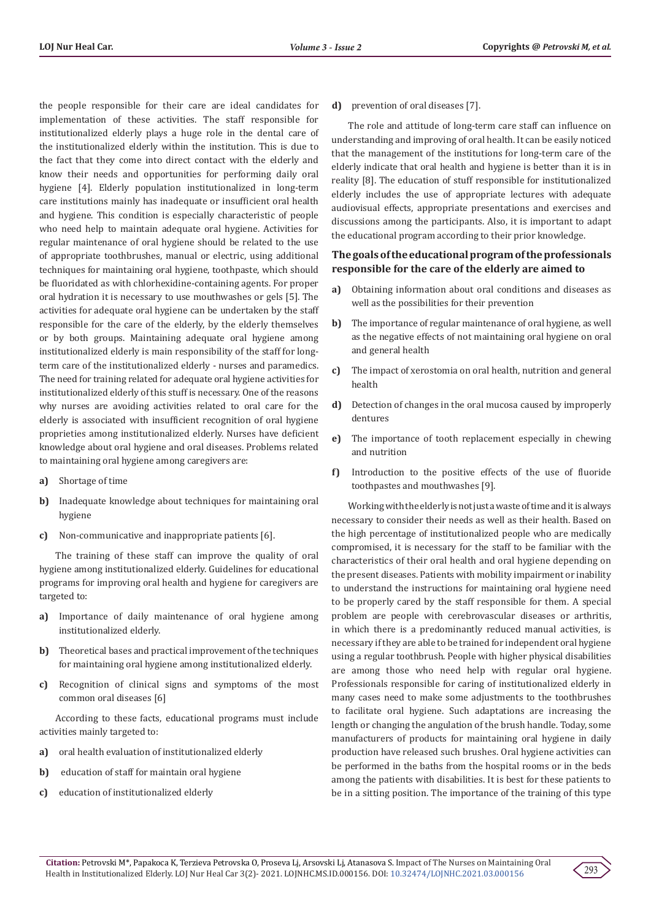the people responsible for their care are ideal candidates for implementation of these activities. The staff responsible for institutionalized elderly plays a huge role in the dental care of the institutionalized elderly within the institution. This is due to the fact that they come into direct contact with the elderly and know their needs and opportunities for performing daily oral hygiene [4]. Elderly population institutionalized in long-term care institutions mainly has inadequate or insufficient oral health and hygiene. This condition is especially characteristic of people who need help to maintain adequate oral hygiene. Activities for regular maintenance of oral hygiene should be related to the use of appropriate toothbrushes, manual or electric, using additional techniques for maintaining oral hygiene, toothpaste, which should be fluoridated as with chlorhexidine-containing agents. For proper oral hydration it is necessary to use mouthwashes or gels [5]. The activities for adequate oral hygiene can be undertaken by the staff responsible for the care of the elderly, by the elderly themselves or by both groups. Maintaining adequate oral hygiene among institutionalized elderly is main responsibility of the staff for long-term care of the institutionalized elderly - nurses and paramedics. The need for training related for adequate oral hygiene activities for institutionalized elderly of this stuff is necessary. One of the reasons why nurses are avoiding activities related to oral care for the elderly is associated with insufficient recognition of oral hygiene proprieties among institutionalized elderly. Nurses have deficient knowledge about oral hygiene and oral diseases. Problems related to maintaining oral hygiene among caregivers are:

**a)** Shortage of time

**b)** Inadequate knowledge about techniques for maintaining oral hygiene

**c)** Non-communicative and inappropriate patients [6].

The training of these staff can improve the quality of oral hygiene among institutionalized elderly. Guidelines for educational programs for improving oral health and hygiene for caregivers are targeted to:

**a)** Importance of daily maintenance of oral hygiene among institutionalized elderly.

**b)** Theoretical bases and practical improvement of the techniques for maintaining oral hygiene among institutionalized elderly.

**c)** Recognition of clinical signs and symptoms of the most common oral diseases [6]

According to these facts, educational programs must include activities mainly targeted to:

**a)** oral health evaluation of institutionalized elderly

**b)** education of staff for maintain oral hygiene

**c)** education of institutionalized elderly

**d)** prevention of oral diseases [7].

The role and attitude of long-term care staff can influence on understanding and improving of oral health. It can be easily noticed that the management of the institutions for long-term care of the elderly indicate that oral health and hygiene is better than it is in reality [8]. The education of stuff responsible for institutionalized elderly includes the use of appropriate lectures with adequate audiovisual effects, appropriate presentations and exercises and discussions among the participants. Also, it is important to adapt the educational program according to their prior knowledge.

### The goals of the educational program of the professionals responsible for the care of the elderly are aimed to

**a)** Obtaining information about oral conditions and diseases as well as the possibilities for their prevention

**b)** The importance of regular maintenance of oral hygiene, as well as the negative effects of not maintaining oral hygiene on oral and general health

**c)** The impact of xerostomia on oral health, nutrition and general health

**d)** Detection of changes in the oral mucosa caused by improperly dentures

**e)** The importance of tooth replacement especially in chewing and nutrition

**f)** Introduction to the positive effects of the use of fluoride toothpastes and mouthwashes [9].

Working with the elderly is not just a waste of time and it is always necessary to consider their needs as well as their health. Based on the high percentage of institutionalized people who are medically compromised, it is necessary for the staff to be familiar with the characteristics of their oral health and oral hygiene depending on the present diseases. Patients with mobility impairment or inability to understand the instructions for maintaining oral hygiene need to be properly cared by the staff responsible for them. A special problem are people with cerebrovascular diseases or arthritis, in which there is a predominantly reduced manual activities, is necessary if they are able to be trained for independent oral hygiene using a regular toothbrush. People with higher physical disabilities are among those who need help with regular oral hygiene. Professionals responsible for caring of institutionalized elderly in many cases need to make some adjustments to the toothbrushes to facilitate oral hygiene. Such adaptations are increasing the length or changing the angulation of the brush handle. Today, some manufacturers of products for maintaining oral hygiene in daily production have released such brushes. Oral hygiene activities can be performed in the baths from the hospital rooms or in the beds among the patients with disabilities. It is best for these patients to be in a sitting position. The importance of the training of this type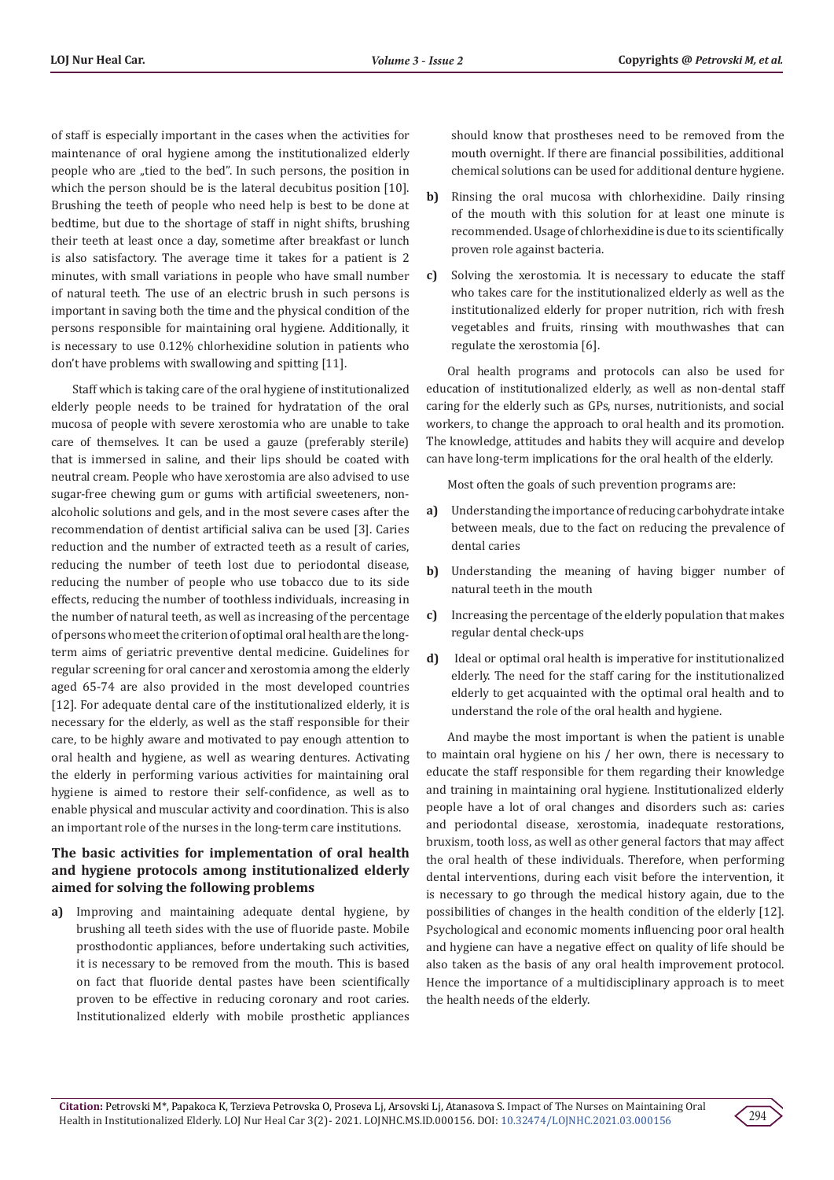of staff is especially important in the cases when the activities for maintenance of oral hygiene among the institutionalized elderly people who are „tied to the bed". In such persons, the position in which the person should be is the lateral decubitus position [10]. Brushing the teeth of people who need help is best to be done at bedtime, but due to the shortage of staff in night shifts, brushing their teeth at least once a day, sometime after breakfast or lunch is also satisfactory. The average time it takes for a patient is 2 minutes, with small variations in people who have small number of natural teeth. The use of an electric brush in such persons is important in saving both the time and the physical condition of the persons responsible for maintaining oral hygiene. Additionally, it is necessary to use 0.12% chlorhexidine solution in patients who don't have problems with swallowing and spitting [11].

Staff which is taking care of the oral hygiene of institutionalized elderly people needs to be trained for hydratation of the oral mucosa of people with severe xerostomia who are unable to take care of themselves. It can be used a gauze (preferably sterile) that is immersed in saline, and their lips should be coated with neutral cream. People who have xerostomia are also advised to use sugar-free chewing gum or gums with artificial sweeteners, non-alcoholic solutions and gels, and in the most severe cases after the recommendation of dentist artificial saliva can be used [3]. Caries reduction and the number of extracted teeth as a result of caries, reducing the number of teeth lost due to periodontal disease, reducing the number of people who use tobacco due to its side effects, reducing the number of toothless individuals, increasing in the number of natural teeth, as well as increasing of the percentage of persons who meet the criterion of optimal oral health are the long-term aims of geriatric preventive dental medicine. Guidelines for regular screening for oral cancer and xerostomia among the elderly aged 65-74 are also provided in the most developed countries [12]. For adequate dental care of the institutionalized elderly, it is necessary for the elderly, as well as the staff responsible for their care, to be highly aware and motivated to pay enough attention to oral health and hygiene, as well as wearing dentures. Activating the elderly in performing various activities for maintaining oral hygiene is aimed to restore their self-confidence, as well as to enable physical and muscular activity and coordination. This is also an important role of the nurses in the long-term care institutions.

### The basic activities for implementation of oral health and hygiene protocols among institutionalized elderly aimed for solving the following problems

**a)** Improving and maintaining adequate dental hygiene, by brushing all teeth sides with the use of fluoride paste. Mobile prosthodontic appliances, before undertaking such activities, it is necessary to be removed from the mouth. This is based on fact that fluoride dental pastes have been scientifically proven to be effective in reducing coronary and root caries. Institutionalized elderly with mobile prosthetic appliances should know that prostheses need to be removed from the mouth overnight. If there are financial possibilities, additional chemical solutions can be used for additional denture hygiene.

**b)** Rinsing the oral mucosa with chlorhexidine. Daily rinsing of the mouth with this solution for at least one minute is recommended. Usage of chlorhexidine is due to its scientifically proven role against bacteria.

**c)** Solving the xerostomia. It is necessary to educate the staff who takes care for the institutionalized elderly as well as the institutionalized elderly for proper nutrition, rich with fresh vegetables and fruits, rinsing with mouthwashes that can regulate the xerostomia [6].

Oral health programs and protocols can also be used for education of institutionalized elderly, as well as non-dental staff caring for the elderly such as GPs, nurses, nutritionists, and social workers, to change the approach to oral health and its promotion. The knowledge, attitudes and habits they will acquire and develop can have long-term implications for the oral health of the elderly.

Most often the goals of such prevention programs are:

**a)** Understanding the importance of reducing carbohydrate intake between meals, due to the fact on reducing the prevalence of dental caries

**b)** Understanding the meaning of having bigger number of natural teeth in the mouth

**c)** Increasing the percentage of the elderly population that makes regular dental check-ups

**d)** Ideal or optimal oral health is imperative for institutionalized elderly. The need for the staff caring for the institutionalized elderly to get acquainted with the optimal oral health and to understand the role of the oral health and hygiene.

And maybe the most important is when the patient is unable to maintain oral hygiene on his / her own, there is necessary to educate the staff responsible for them regarding their knowledge and training in maintaining oral hygiene. Institutionalized elderly people have a lot of oral changes and disorders such as: caries and periodontal disease, xerostomia, inadequate restorations, bruxism, tooth loss, as well as other general factors that may affect the oral health of these individuals. Therefore, when performing dental interventions, during each visit before the intervention, it is necessary to go through the medical history again, due to the possibilities of changes in the health condition of the elderly [12]. Psychological and economic moments influencing poor oral health and hygiene can have a negative effect on quality of life should be also taken as the basis of any oral health improvement protocol. Hence the importance of a multidisciplinary approach is to meet the health needs of the elderly.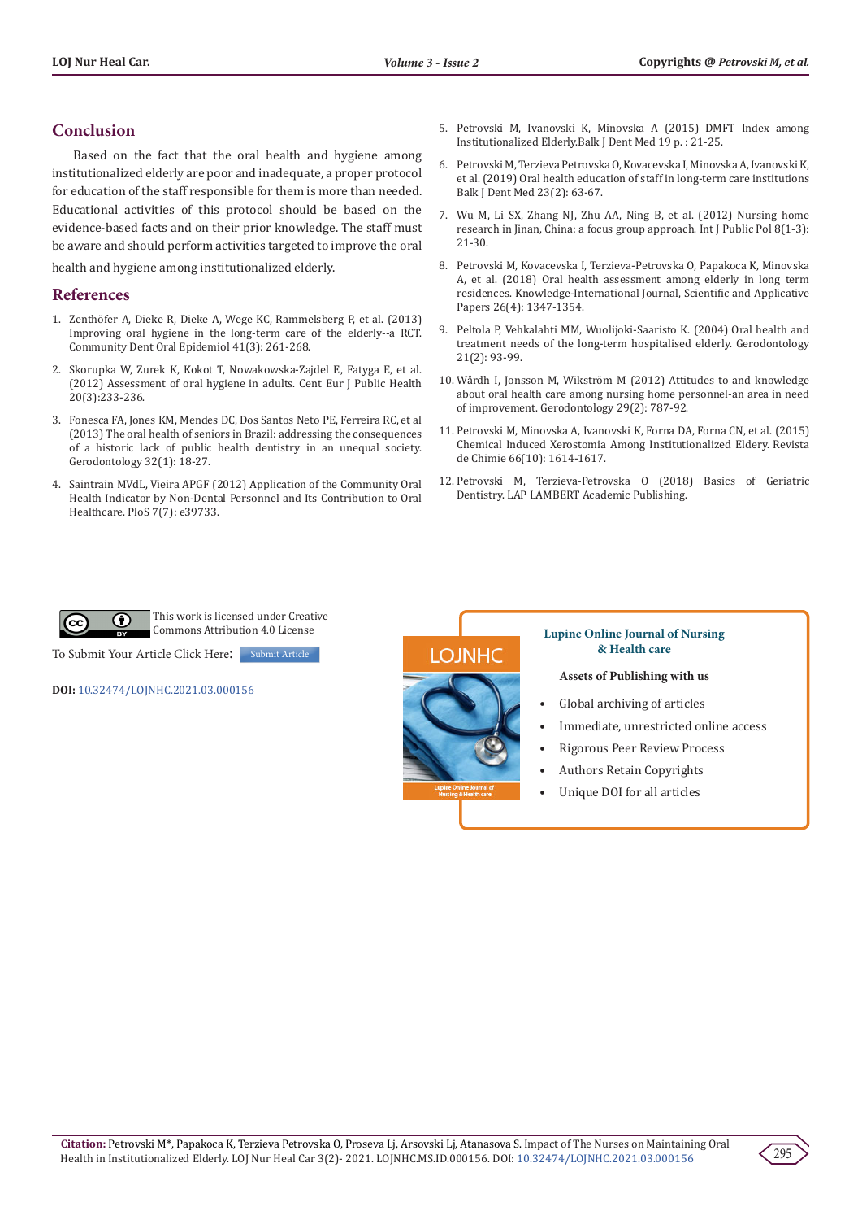## Conclusion

Based on the fact that the oral health and hygiene among institutionalized elderly are poor and inadequate, a proper protocol for education of the staff responsible for them is more than needed. Educational activities of this protocol should be based on the evidence-based facts and on their prior knowledge. The staff must be aware and should perform activities targeted to improve the oral health and hygiene among institutionalized elderly.

## References

1. Zenthöfer A, Dieke R, Dieke A, Wege KC, Rammelsberg P, et al. (2013) Improving oral hygiene in the long-term care of the elderly--a RCT. Community Dent Oral Epidemiol 41(3): 261-268.
2. Skorupka W, Zurek K, Kokot T, Nowakowska-Zajdel E, Fatyga E, et al. (2012) Assessment of oral hygiene in adults. Cent Eur J Public Health 20(3):233-236.
3. Fonesca FA, Jones KM, Mendes DC, Dos Santos Neto PE, Ferreira RC, et al (2013) The oral health of seniors in Brazil: addressing the consequences of a historic lack of public health dentistry in an unequal society. Gerodontology 32(1): 18-27.
4. Saintrain MVdL, Vieira APGF (2012) Application of the Community Oral Health Indicator by Non-Dental Personnel and Its Contribution to Oral Healthcare. PloS 7(7): e39733.
5. Petrovski M, Ivanovski K, Minovska A (2015) DMFT Index among Institutionalized Elderly.Balk J Dent Med 19 p. : 21-25.
6. Petrovski M, Terzieva Petrovska O, Kovacevska I, Minovska A, Ivanovski K, et al. (2019) Oral health education of staff in long-term care institutions Balk J Dent Med 23(2): 63-67.
7. Wu M, Li SX, Zhang NJ, Zhu AA, Ning B, et al. (2012) Nursing home research in Jinan, China: a focus group approach. Int J Public Pol 8(1-3): 21-30.
8. Petrovski M, Kovacevska I, Terzieva-Petrovska O, Papakoca K, Minovska A, et al. (2018) Oral health assessment among elderly in long term residences. Knowledge-International Journal, Scientific and Applicative Papers 26(4): 1347-1354.
9. Peltola P, Vehkalahti MM, Wuolijoki-Saaristo K. (2004) Oral health and treatment needs of the long-term hospitalised elderly. Gerodontology 21(2): 93-99.
10. Wårdh I, Jonsson M, Wikström M (2012) Attitudes to and knowledge about oral health care among nursing home personnel-an area in need of improvement. Gerodontology 29(2): 787-92.
11. Petrovski M, Minovska A, Ivanovski K, Forna DA, Forna CN, et al. (2015) Chemical Induced Xerostomia Among Institutionalized Eldery. Revista de Chimie 66(10): 1614-1617.
12. Petrovski M, Terzieva-Petrovska O (2018) Basics of Geriatric Dentistry. LAP LAMBERT Academic Publishing.

This work is licensed under Creative Commons Attribution 4.0 License

To Submit Your Article Click Here: Submit Article

**DOI:** 10.32474/LOJNHC.2021.03.000156

**Lupine Online Journal of Nursing & Health care**

**Assets of Publishing with us**

- Global archiving of articles
- Immediate, unrestricted online access
- Rigorous Peer Review Process
- Authors Retain Copyrights
- Unique DOI for all articles

**Citation:** Petrovski M*, Papakoca K, Terzieva Petrovska O, Proseva Lj, Arsovski Lj, Atanasova S. Impact of The Nurses on Maintaining Oral Health in Institutionalized Elderly. LOJ Nur Heal Car 3(2)- 2021. LOJNHC.MS.ID.000156. DOI: 10.32474/LOJNHC.2021.03.000156